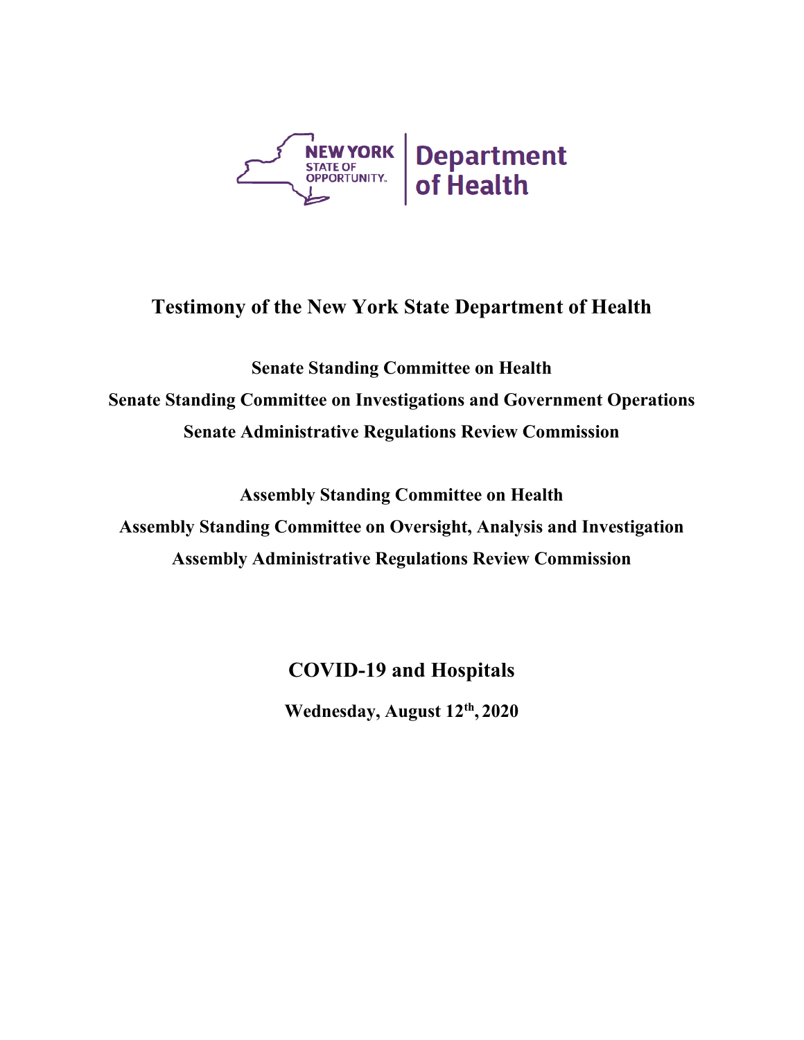NEW YORK STATE OF OPPORTUNITY. | Department of Health

# Testimony of the New York State Department of Health

**Senate Standing Committee on Health**
**Senate Standing Committee on Investigations and Government Operations**
**Senate Administrative Regulations Review Commission**

**Assembly Standing Committee on Health**
**Assembly Standing Committee on Oversight, Analysis and Investigation**
**Assembly Administrative Regulations Review Commission**

## COVID-19 and Hospitals

**Wednesday, August 12th, 2020**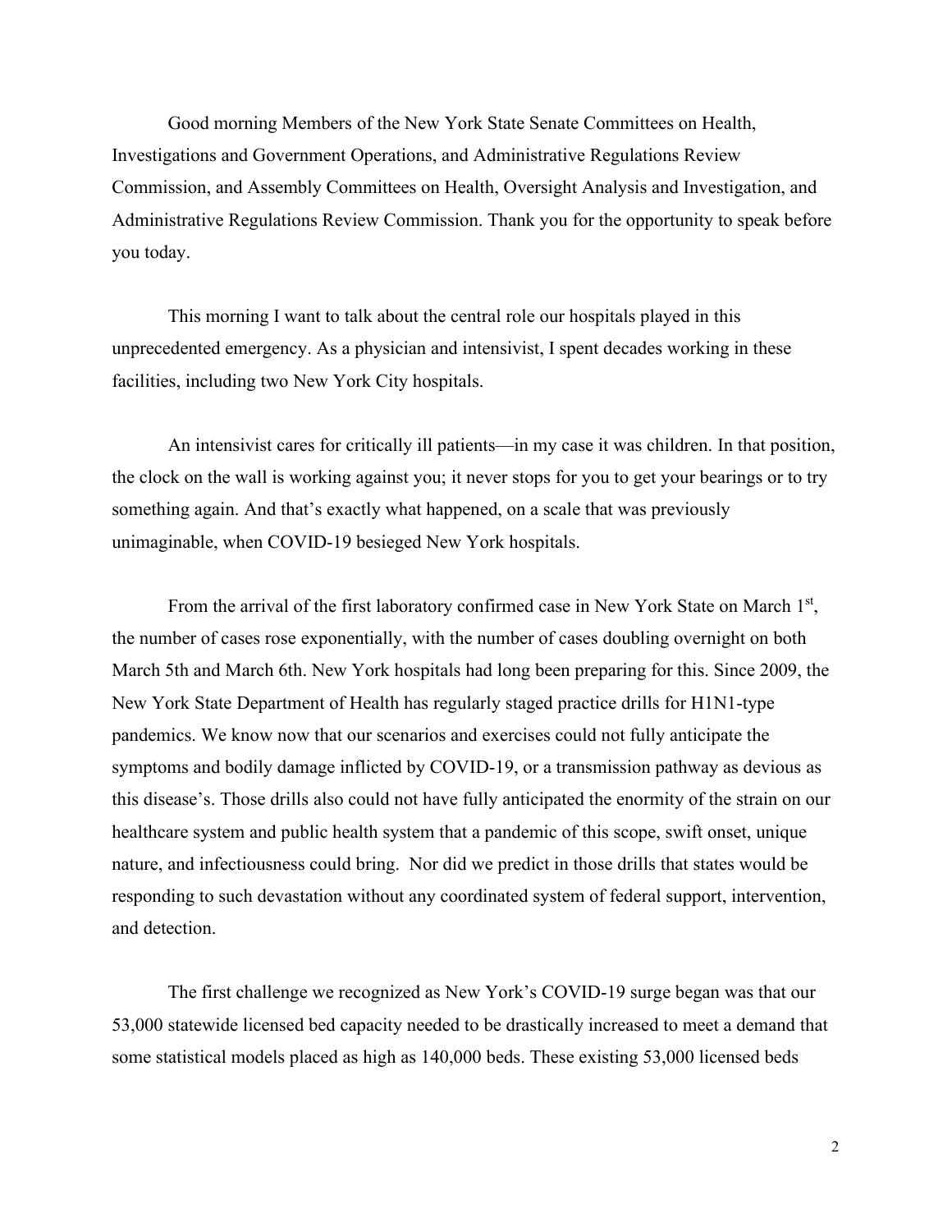Good morning Members of the New York State Senate Committees on Health, Investigations and Government Operations, and Administrative Regulations Review Commission, and Assembly Committees on Health, Oversight Analysis and Investigation, and Administrative Regulations Review Commission. Thank you for the opportunity to speak before you today.

This morning I want to talk about the central role our hospitals played in this unprecedented emergency. As a physician and intensivist, I spent decades working in these facilities, including two New York City hospitals.

An intensivist cares for critically ill patients—in my case it was children. In that position, the clock on the wall is working against you; it never stops for you to get your bearings or to try something again. And that's exactly what happened, on a scale that was previously unimaginable, when COVID-19 besieged New York hospitals.

From the arrival of the first laboratory confirmed case in New York State on March 1st, the number of cases rose exponentially, with the number of cases doubling overnight on both March 5th and March 6th. New York hospitals had long been preparing for this. Since 2009, the New York State Department of Health has regularly staged practice drills for H1N1-type pandemics. We know now that our scenarios and exercises could not fully anticipate the symptoms and bodily damage inflicted by COVID-19, or a transmission pathway as devious as this disease's. Those drills also could not have fully anticipated the enormity of the strain on our healthcare system and public health system that a pandemic of this scope, swift onset, unique nature, and infectiousness could bring. Nor did we predict in those drills that states would be responding to such devastation without any coordinated system of federal support, intervention, and detection.

The first challenge we recognized as New York's COVID-19 surge began was that our 53,000 statewide licensed bed capacity needed to be drastically increased to meet a demand that some statistical models placed as high as 140,000 beds. These existing 53,000 licensed beds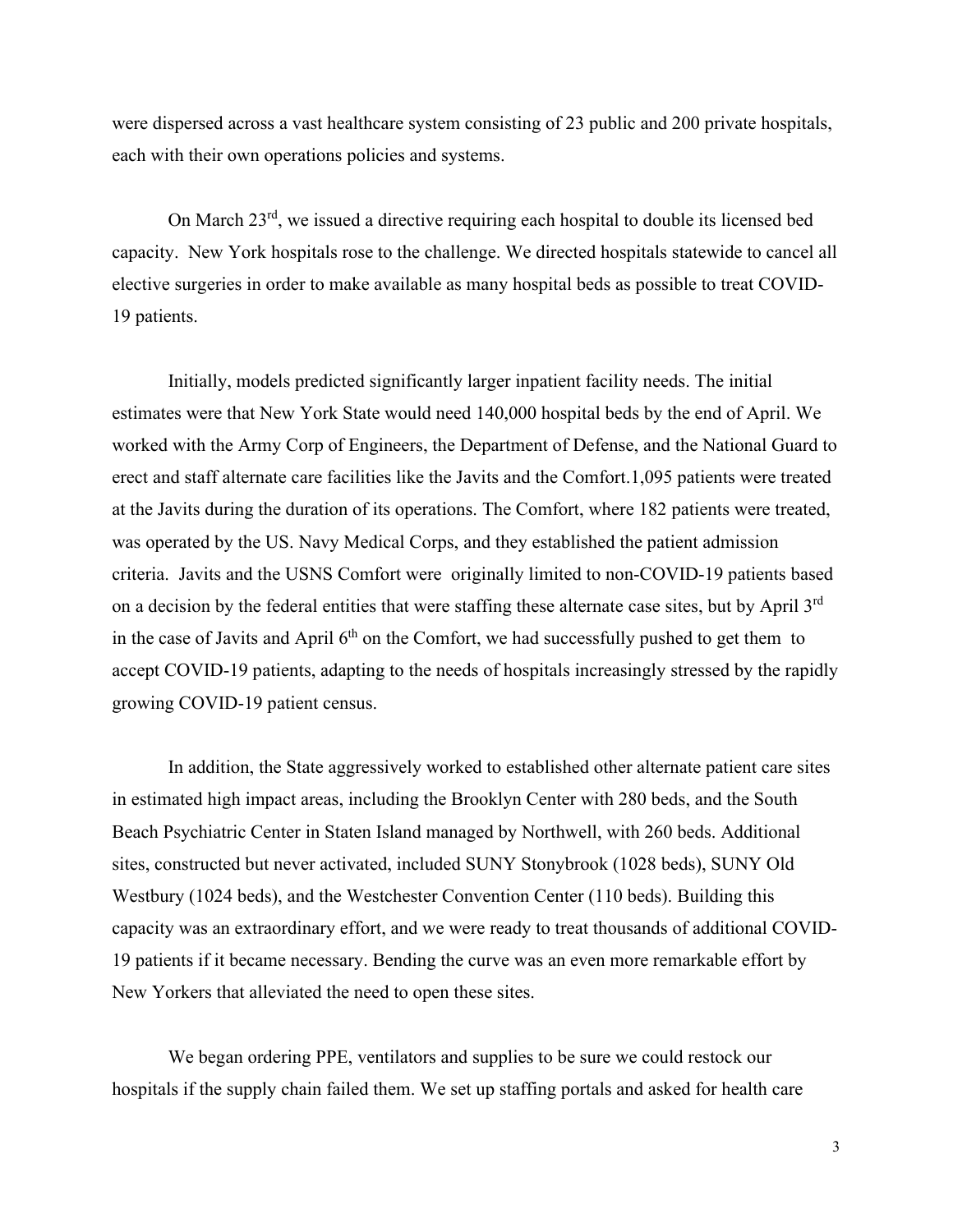were dispersed across a vast healthcare system consisting of 23 public and 200 private hospitals, each with their own operations policies and systems.

On March 23rd, we issued a directive requiring each hospital to double its licensed bed capacity. New York hospitals rose to the challenge. We directed hospitals statewide to cancel all elective surgeries in order to make available as many hospital beds as possible to treat COVID-19 patients.

Initially, models predicted significantly larger inpatient facility needs. The initial estimates were that New York State would need 140,000 hospital beds by the end of April. We worked with the Army Corp of Engineers, the Department of Defense, and the National Guard to erect and staff alternate care facilities like the Javits and the Comfort.1,095 patients were treated at the Javits during the duration of its operations. The Comfort, where 182 patients were treated, was operated by the US. Navy Medical Corps, and they established the patient admission criteria. Javits and the USNS Comfort were originally limited to non-COVID-19 patients based on a decision by the federal entities that were staffing these alternate case sites, but by April 3rd in the case of Javits and April 6th on the Comfort, we had successfully pushed to get them to accept COVID-19 patients, adapting to the needs of hospitals increasingly stressed by the rapidly growing COVID-19 patient census.

In addition, the State aggressively worked to established other alternate patient care sites in estimated high impact areas, including the Brooklyn Center with 280 beds, and the South Beach Psychiatric Center in Staten Island managed by Northwell, with 260 beds. Additional sites, constructed but never activated, included SUNY Stonybrook (1028 beds), SUNY Old Westbury (1024 beds), and the Westchester Convention Center (110 beds). Building this capacity was an extraordinary effort, and we were ready to treat thousands of additional COVID-19 patients if it became necessary. Bending the curve was an even more remarkable effort by New Yorkers that alleviated the need to open these sites.

We began ordering PPE, ventilators and supplies to be sure we could restock our hospitals if the supply chain failed them. We set up staffing portals and asked for health care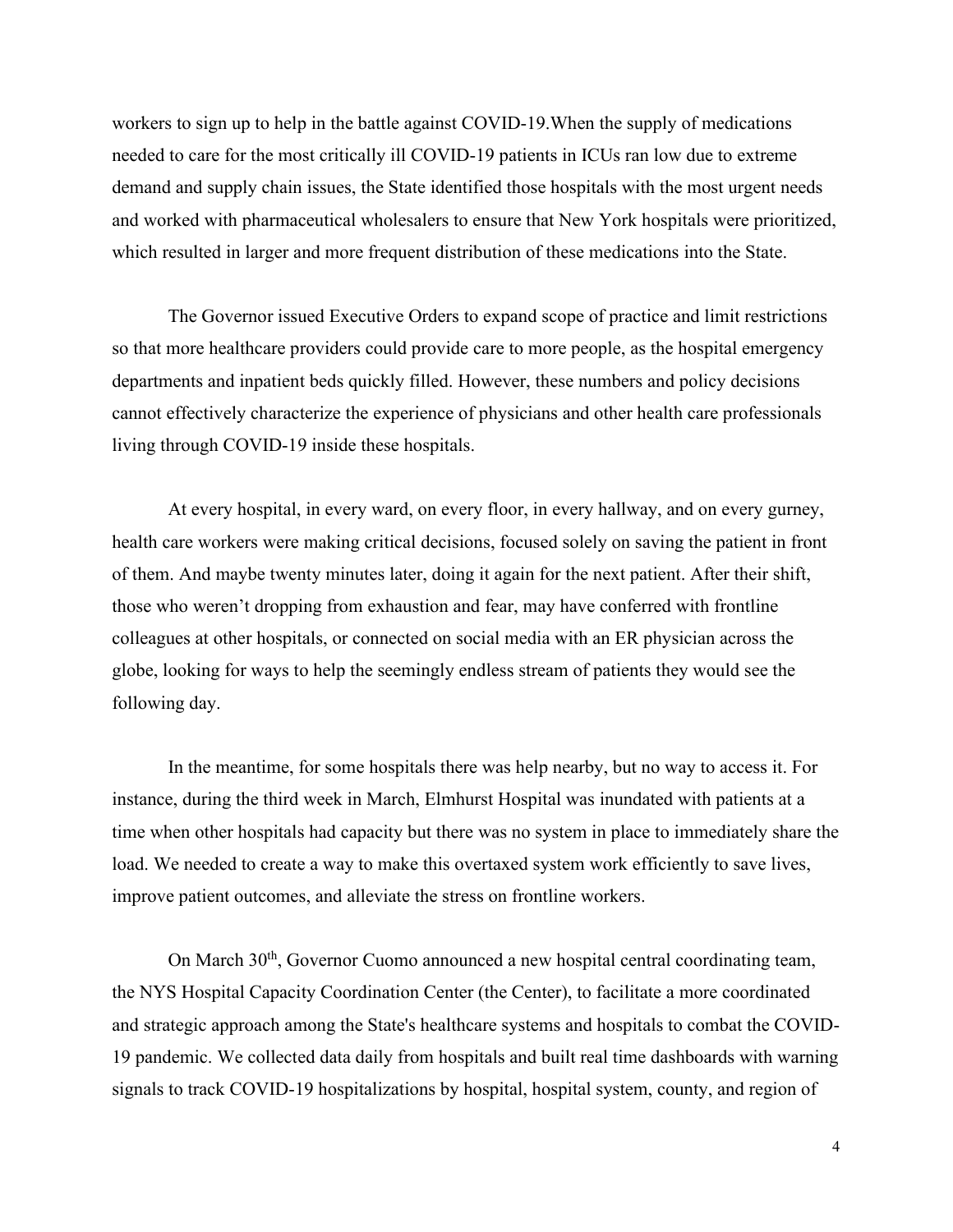workers to sign up to help in the battle against COVID-19.When the supply of medications needed to care for the most critically ill COVID-19 patients in ICUs ran low due to extreme demand and supply chain issues, the State identified those hospitals with the most urgent needs and worked with pharmaceutical wholesalers to ensure that New York hospitals were prioritized, which resulted in larger and more frequent distribution of these medications into the State.

The Governor issued Executive Orders to expand scope of practice and limit restrictions so that more healthcare providers could provide care to more people, as the hospital emergency departments and inpatient beds quickly filled. However, these numbers and policy decisions cannot effectively characterize the experience of physicians and other health care professionals living through COVID-19 inside these hospitals.

At every hospital, in every ward, on every floor, in every hallway, and on every gurney, health care workers were making critical decisions, focused solely on saving the patient in front of them. And maybe twenty minutes later, doing it again for the next patient. After their shift, those who weren't dropping from exhaustion and fear, may have conferred with frontline colleagues at other hospitals, or connected on social media with an ER physician across the globe, looking for ways to help the seemingly endless stream of patients they would see the following day.

In the meantime, for some hospitals there was help nearby, but no way to access it. For instance, during the third week in March, Elmhurst Hospital was inundated with patients at a time when other hospitals had capacity but there was no system in place to immediately share the load. We needed to create a way to make this overtaxed system work efficiently to save lives, improve patient outcomes, and alleviate the stress on frontline workers.

On March 30th, Governor Cuomo announced a new hospital central coordinating team, the NYS Hospital Capacity Coordination Center (the Center), to facilitate a more coordinated and strategic approach among the State's healthcare systems and hospitals to combat the COVID-19 pandemic. We collected data daily from hospitals and built real time dashboards with warning signals to track COVID-19 hospitalizations by hospital, hospital system, county, and region of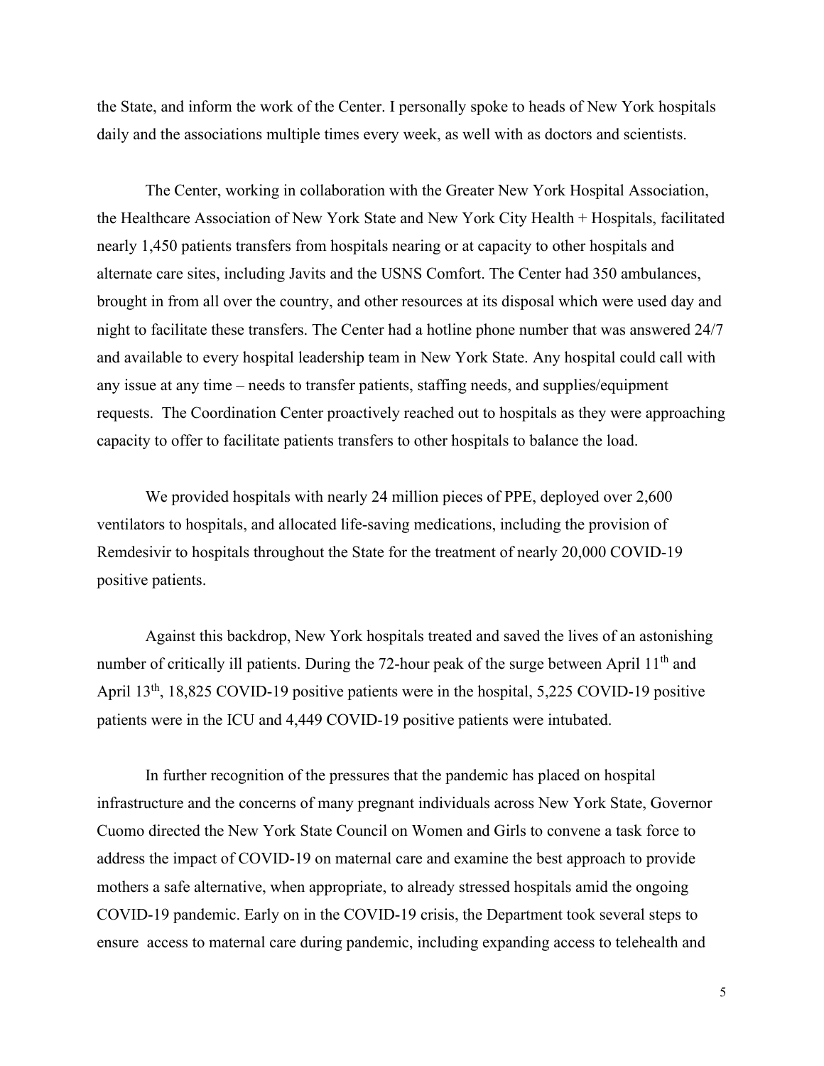the State, and inform the work of the Center. I personally spoke to heads of New York hospitals daily and the associations multiple times every week, as well with as doctors and scientists.

The Center, working in collaboration with the Greater New York Hospital Association, the Healthcare Association of New York State and New York City Health + Hospitals, facilitated nearly 1,450 patients transfers from hospitals nearing or at capacity to other hospitals and alternate care sites, including Javits and the USNS Comfort. The Center had 350 ambulances, brought in from all over the country, and other resources at its disposal which were used day and night to facilitate these transfers. The Center had a hotline phone number that was answered 24/7 and available to every hospital leadership team in New York State. Any hospital could call with any issue at any time – needs to transfer patients, staffing needs, and supplies/equipment requests. The Coordination Center proactively reached out to hospitals as they were approaching capacity to offer to facilitate patients transfers to other hospitals to balance the load.

We provided hospitals with nearly 24 million pieces of PPE, deployed over 2,600 ventilators to hospitals, and allocated life-saving medications, including the provision of Remdesivir to hospitals throughout the State for the treatment of nearly 20,000 COVID-19 positive patients.

Against this backdrop, New York hospitals treated and saved the lives of an astonishing number of critically ill patients. During the 72-hour peak of the surge between April 11th and April 13th, 18,825 COVID-19 positive patients were in the hospital, 5,225 COVID-19 positive patients were in the ICU and 4,449 COVID-19 positive patients were intubated.

In further recognition of the pressures that the pandemic has placed on hospital infrastructure and the concerns of many pregnant individuals across New York State, Governor Cuomo directed the New York State Council on Women and Girls to convene a task force to address the impact of COVID-19 on maternal care and examine the best approach to provide mothers a safe alternative, when appropriate, to already stressed hospitals amid the ongoing COVID-19 pandemic. Early on in the COVID-19 crisis, the Department took several steps to ensure access to maternal care during pandemic, including expanding access to telehealth and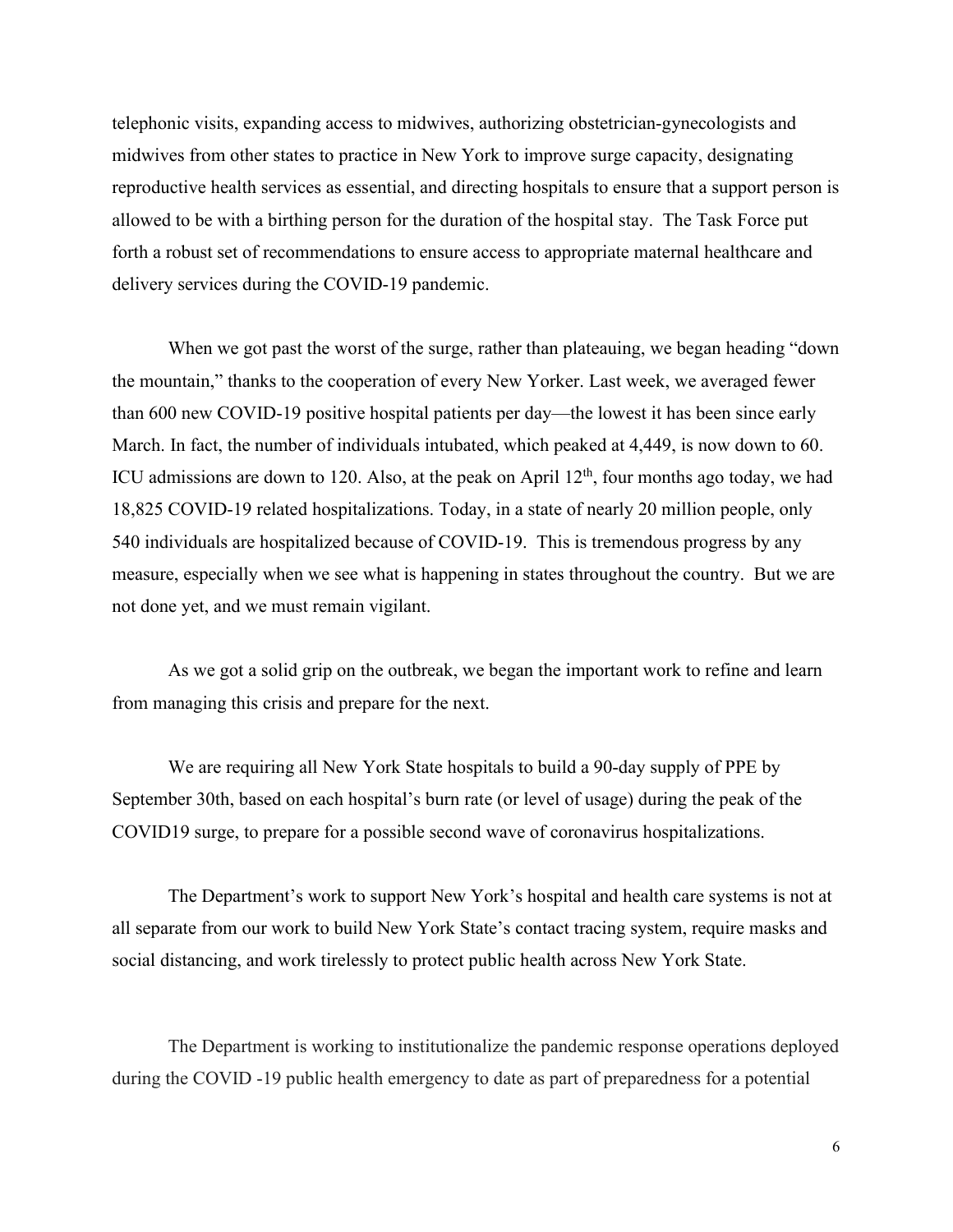telephonic visits, expanding access to midwives, authorizing obstetrician-gynecologists and midwives from other states to practice in New York to improve surge capacity, designating reproductive health services as essential, and directing hospitals to ensure that a support person is allowed to be with a birthing person for the duration of the hospital stay. The Task Force put forth a robust set of recommendations to ensure access to appropriate maternal healthcare and delivery services during the COVID-19 pandemic.

When we got past the worst of the surge, rather than plateauing, we began heading "down the mountain," thanks to the cooperation of every New Yorker. Last week, we averaged fewer than 600 new COVID-19 positive hospital patients per day—the lowest it has been since early March. In fact, the number of individuals intubated, which peaked at 4,449, is now down to 60. ICU admissions are down to 120. Also, at the peak on April 12th, four months ago today, we had 18,825 COVID-19 related hospitalizations. Today, in a state of nearly 20 million people, only 540 individuals are hospitalized because of COVID-19. This is tremendous progress by any measure, especially when we see what is happening in states throughout the country. But we are not done yet, and we must remain vigilant.

As we got a solid grip on the outbreak, we began the important work to refine and learn from managing this crisis and prepare for the next.

We are requiring all New York State hospitals to build a 90-day supply of PPE by September 30th, based on each hospital's burn rate (or level of usage) during the peak of the COVID19 surge, to prepare for a possible second wave of coronavirus hospitalizations.

The Department's work to support New York's hospital and health care systems is not at all separate from our work to build New York State's contact tracing system, require masks and social distancing, and work tirelessly to protect public health across New York State.

The Department is working to institutionalize the pandemic response operations deployed during the COVID -19 public health emergency to date as part of preparedness for a potential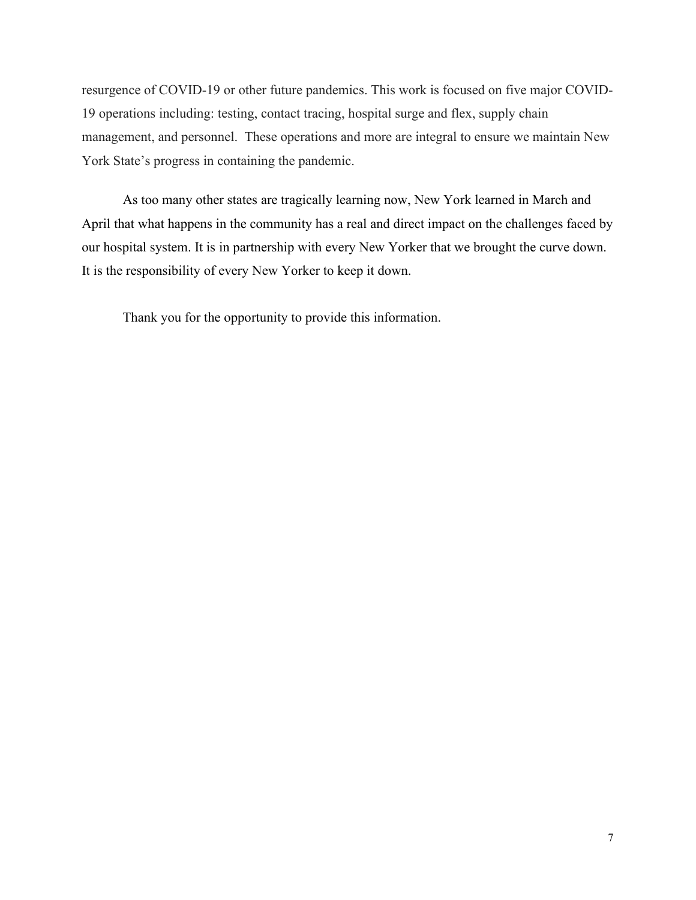resurgence of COVID-19 or other future pandemics. This work is focused on five major COVID-19 operations including: testing, contact tracing, hospital surge and flex, supply chain management, and personnel. These operations and more are integral to ensure we maintain New York State's progress in containing the pandemic.

As too many other states are tragically learning now, New York learned in March and April that what happens in the community has a real and direct impact on the challenges faced by our hospital system. It is in partnership with every New Yorker that we brought the curve down. It is the responsibility of every New Yorker to keep it down.

Thank you for the opportunity to provide this information.